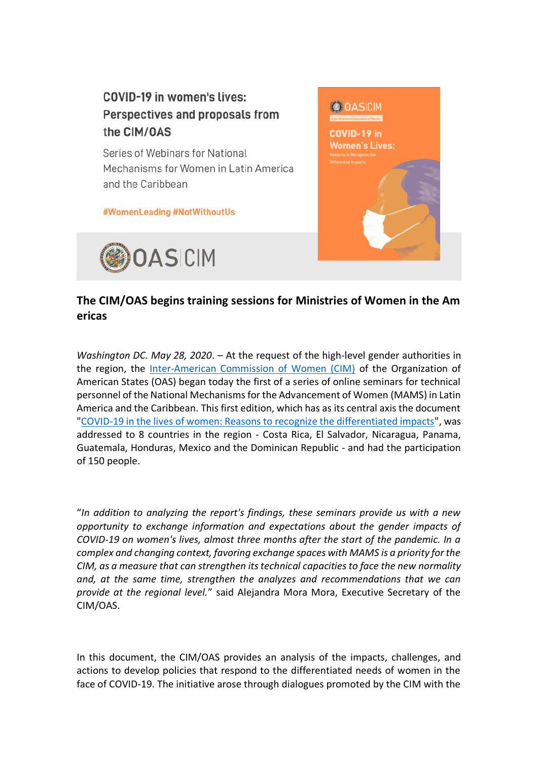COVID-19 in women's lives: Perspectives and proposals from the CIM/OAS

Series of Webinars for National Mechanisms for Women in Latin America and the Caribbean

#WomenLeading #NotWithoutUs

OAS|CIM

## The CIM/OAS begins training sessions for Ministries of Women in the Americas

*Washington DC. May 28, 2020*. – At the request of the high-level gender authorities in the region, the [Inter-American Commission of Women (CIM)](#) of the Organization of American States (OAS) began today the first of a series of online seminars for technical personnel of the National Mechanisms for the Advancement of Women (MAMS) in Latin America and the Caribbean. This first edition, which has as its central axis the document "[COVID-19 in the lives of women: Reasons to recognize the differentiated impacts](#)", was addressed to 8 countries in the region - Costa Rica, El Salvador, Nicaragua, Panama, Guatemala, Honduras, Mexico and the Dominican Republic - and had the participation of 150 people.

"*In addition to analyzing the report's findings, these seminars provide us with a new opportunity to exchange information and expectations about the gender impacts of COVID-19 on women's lives, almost three months after the start of the pandemic. In a complex and changing context, favoring exchange spaces with MAMS is a priority for the CIM, as a measure that can strengthen its technical capacities to face the new normality and, at the same time, strengthen the analyzes and recommendations that we can provide at the regional level.*" said Alejandra Mora Mora, Executive Secretary of the CIM/OAS.

In this document, the CIM/OAS provides an analysis of the impacts, challenges, and actions to develop policies that respond to the differentiated needs of women in the face of COVID-19. The initiative arose through dialogues promoted by the CIM with the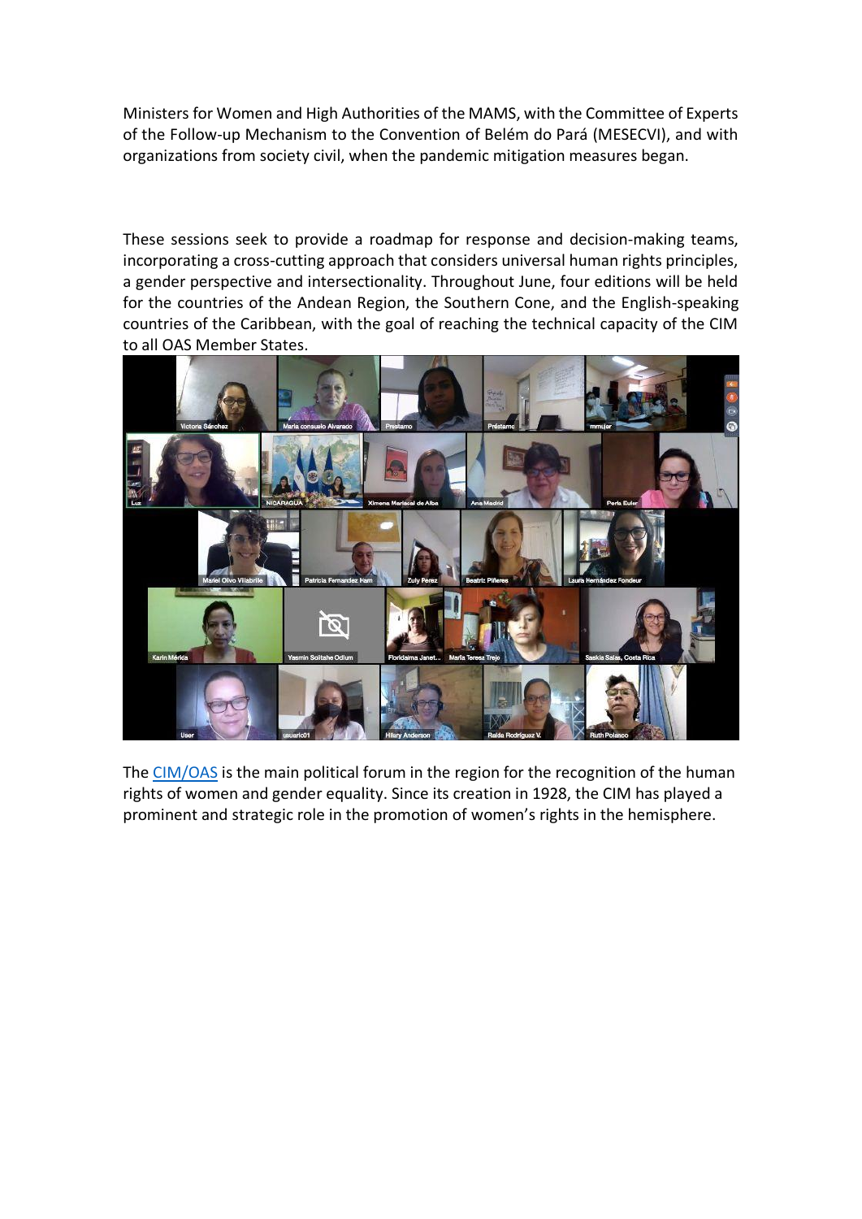Ministers for Women and High Authorities of the MAMS, with the Committee of Experts of the Follow-up Mechanism to the Convention of Belém do Pará (MESECVI), and with organizations from society civil, when the pandemic mitigation measures began.

These sessions seek to provide a roadmap for response and decision-making teams, incorporating a cross-cutting approach that considers universal human rights principles, a gender perspective and intersectionality. Throughout June, four editions will be held for the countries of the Andean Region, the Southern Cone, and the English-speaking countries of the Caribbean, with the goal of reaching the technical capacity of the CIM to all OAS Member States.

The [CIM/OAS](CIM/OAS) is the main political forum in the region for the recognition of the human rights of women and gender equality. Since its creation in 1928, the CIM has played a prominent and strategic role in the promotion of women's rights in the hemisphere.